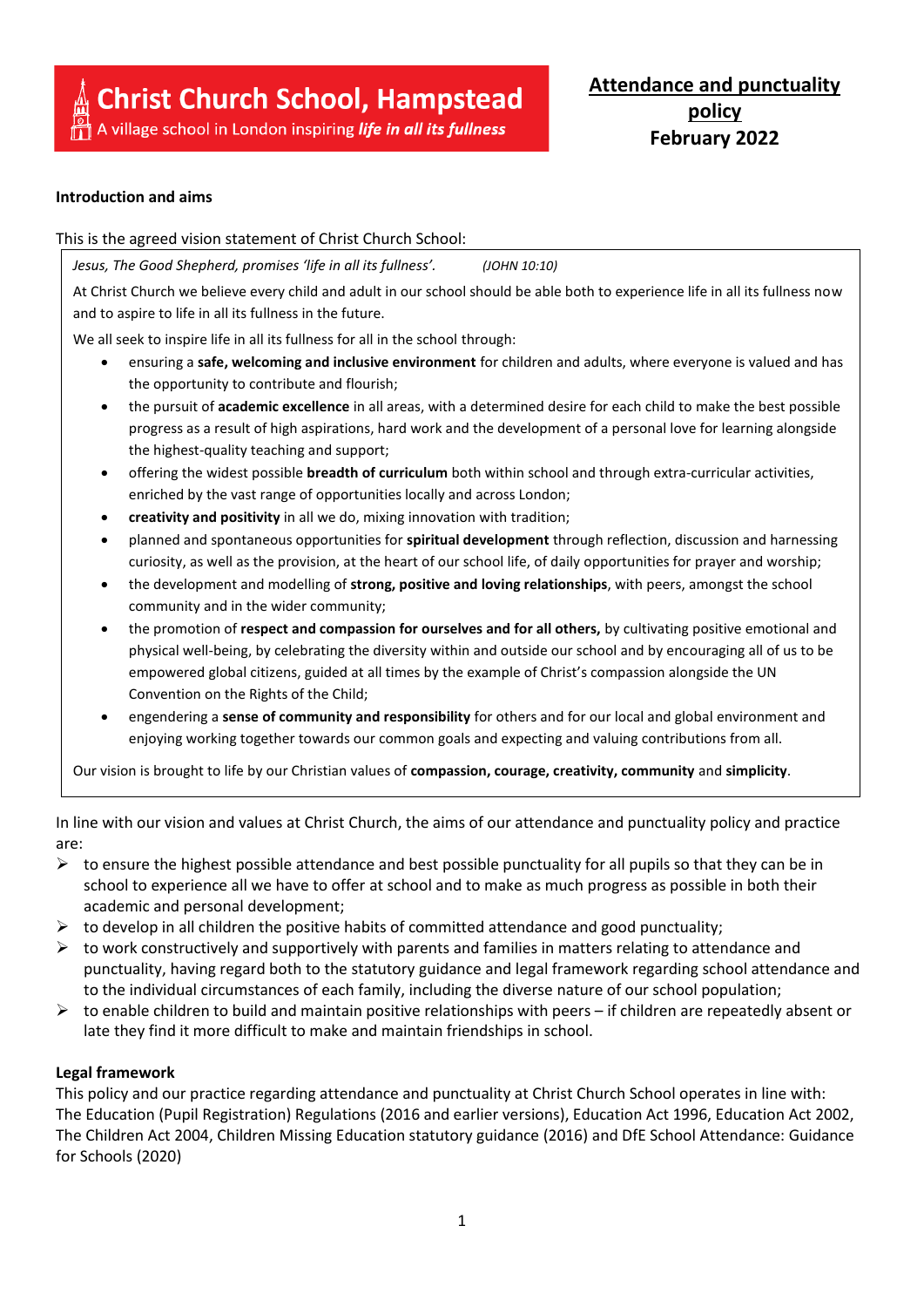**Christ Church School, Hampstead**
A village school in London inspiring ***life in all its fullness***

# Attendance and punctuality policy
## February 2022

### Introduction and aims

This is the agreed vision statement of Christ Church School:

> *Jesus, The Good Shepherd, promises 'life in all its fullness'.* *(JOHN 10:10)*
>
> At Christ Church we believe every child and adult in our school should be able both to experience life in all its fullness now and to aspire to life in all its fullness in the future.
>
> We all seek to inspire life in all its fullness for all in the school through:
>
> - ensuring a **safe, welcoming and inclusive environment** for children and adults, where everyone is valued and has the opportunity to contribute and flourish;
> - the pursuit of **academic excellence** in all areas, with a determined desire for each child to make the best possible progress as a result of high aspirations, hard work and the development of a personal love for learning alongside the highest-quality teaching and support;
> - offering the widest possible **breadth of curriculum** both within school and through extra-curricular activities, enriched by the vast range of opportunities locally and across London;
> - **creativity and positivity** in all we do, mixing innovation with tradition;
> - planned and spontaneous opportunities for **spiritual development** through reflection, discussion and harnessing curiosity, as well as the provision, at the heart of our school life, of daily opportunities for prayer and worship;
> - the development and modelling of **strong, positive and loving relationships**, with peers, amongst the school community and in the wider community;
> - the promotion of **respect and compassion for ourselves and for all others,** by cultivating positive emotional and physical well-being, by celebrating the diversity within and outside our school and by encouraging all of us to be empowered global citizens, guided at all times by the example of Christ's compassion alongside the UN Convention on the Rights of the Child;
> - engendering a **sense of community and responsibility** for others and for our local and global environment and enjoying working together towards our common goals and expecting and valuing contributions from all.
>
> Our vision is brought to life by our Christian values of **compassion, courage, creativity, community** and **simplicity**.

In line with our vision and values at Christ Church, the aims of our attendance and punctuality policy and practice are:

- to ensure the highest possible attendance and best possible punctuality for all pupils so that they can be in school to experience all we have to offer at school and to make as much progress as possible in both their academic and personal development;
- to develop in all children the positive habits of committed attendance and good punctuality;
- to work constructively and supportively with parents and families in matters relating to attendance and punctuality, having regard both to the statutory guidance and legal framework regarding school attendance and to the individual circumstances of each family, including the diverse nature of our school population;
- to enable children to build and maintain positive relationships with peers – if children are repeatedly absent or late they find it more difficult to make and maintain friendships in school.

### Legal framework

This policy and our practice regarding attendance and punctuality at Christ Church School operates in line with: The Education (Pupil Registration) Regulations (2016 and earlier versions), Education Act 1996, Education Act 2002, The Children Act 2004, Children Missing Education statutory guidance (2016) and DfE School Attendance: Guidance for Schools (2020)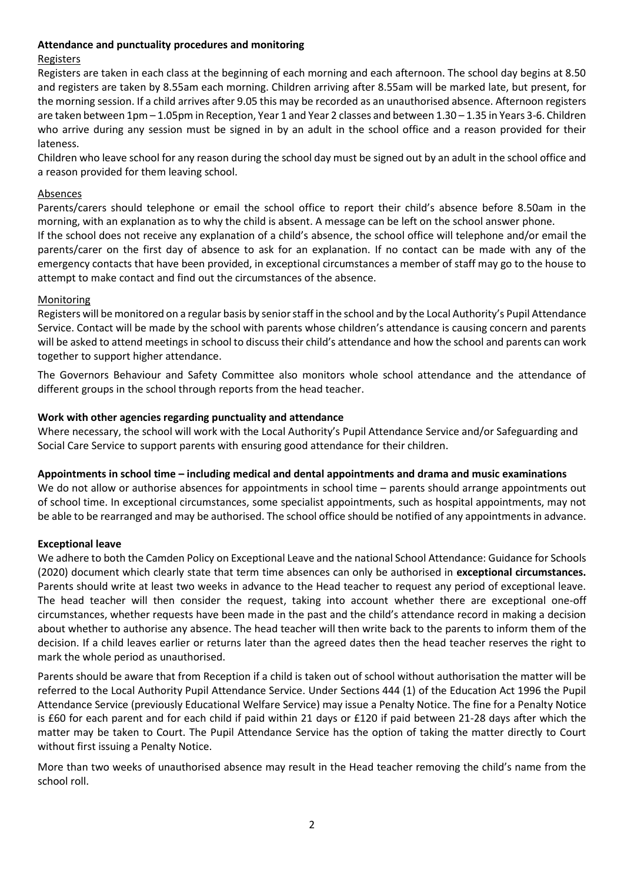## Attendance and punctuality procedures and monitoring

### Registers

Registers are taken in each class at the beginning of each morning and each afternoon. The school day begins at 8.50 and registers are taken by 8.55am each morning. Children arriving after 8.55am will be marked late, but present, for the morning session. If a child arrives after 9.05 this may be recorded as an unauthorised absence. Afternoon registers are taken between 1pm – 1.05pm in Reception, Year 1 and Year 2 classes and between 1.30 – 1.35 in Years 3-6. Children who arrive during any session must be signed in by an adult in the school office and a reason provided for their lateness.

Children who leave school for any reason during the school day must be signed out by an adult in the school office and a reason provided for them leaving school.

### Absences

Parents/carers should telephone or email the school office to report their child's absence before 8.50am in the morning, with an explanation as to why the child is absent. A message can be left on the school answer phone.

If the school does not receive any explanation of a child's absence, the school office will telephone and/or email the parents/carer on the first day of absence to ask for an explanation. If no contact can be made with any of the emergency contacts that have been provided, in exceptional circumstances a member of staff may go to the house to attempt to make contact and find out the circumstances of the absence.

### Monitoring

Registers will be monitored on a regular basis by senior staff in the school and by the Local Authority's Pupil Attendance Service. Contact will be made by the school with parents whose children's attendance is causing concern and parents will be asked to attend meetings in school to discuss their child's attendance and how the school and parents can work together to support higher attendance.

The Governors Behaviour and Safety Committee also monitors whole school attendance and the attendance of different groups in the school through reports from the head teacher.

## Work with other agencies regarding punctuality and attendance

Where necessary, the school will work with the Local Authority's Pupil Attendance Service and/or Safeguarding and Social Care Service to support parents with ensuring good attendance for their children.

## Appointments in school time – including medical and dental appointments and drama and music examinations

We do not allow or authorise absences for appointments in school time – parents should arrange appointments out of school time. In exceptional circumstances, some specialist appointments, such as hospital appointments, may not be able to be rearranged and may be authorised. The school office should be notified of any appointments in advance.

## Exceptional leave

We adhere to both the Camden Policy on Exceptional Leave and the national School Attendance: Guidance for Schools (2020) document which clearly state that term time absences can only be authorised in **exceptional circumstances.** Parents should write at least two weeks in advance to the Head teacher to request any period of exceptional leave. The head teacher will then consider the request, taking into account whether there are exceptional one-off circumstances, whether requests have been made in the past and the child's attendance record in making a decision about whether to authorise any absence. The head teacher will then write back to the parents to inform them of the decision. If a child leaves earlier or returns later than the agreed dates then the head teacher reserves the right to mark the whole period as unauthorised.

Parents should be aware that from Reception if a child is taken out of school without authorisation the matter will be referred to the Local Authority Pupil Attendance Service. Under Sections 444 (1) of the Education Act 1996 the Pupil Attendance Service (previously Educational Welfare Service) may issue a Penalty Notice. The fine for a Penalty Notice is £60 for each parent and for each child if paid within 21 days or £120 if paid between 21-28 days after which the matter may be taken to Court. The Pupil Attendance Service has the option of taking the matter directly to Court without first issuing a Penalty Notice.

More than two weeks of unauthorised absence may result in the Head teacher removing the child's name from the school roll.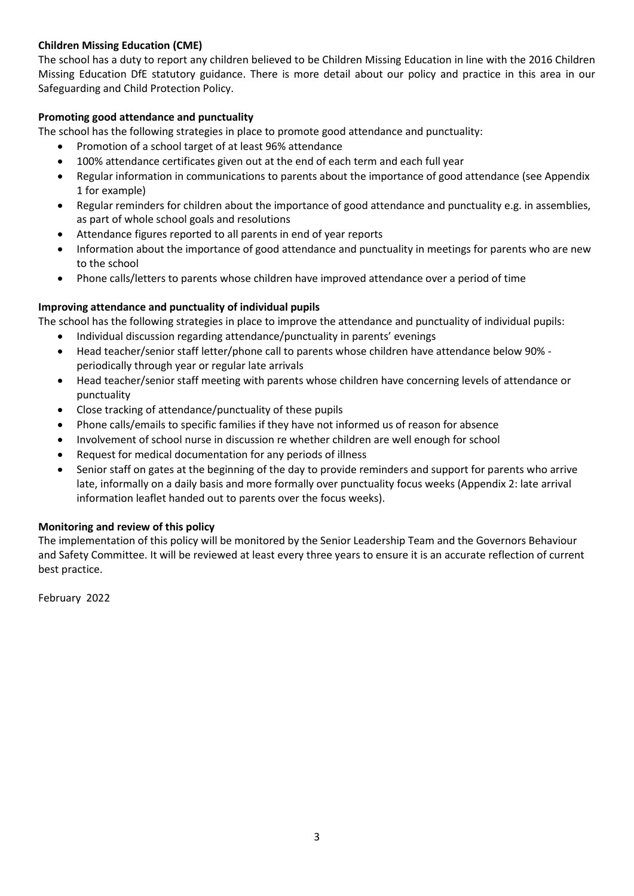### Children Missing Education (CME)

The school has a duty to report any children believed to be Children Missing Education in line with the 2016 Children Missing Education DfE statutory guidance. There is more detail about our policy and practice in this area in our Safeguarding and Child Protection Policy.

### Promoting good attendance and punctuality

The school has the following strategies in place to promote good attendance and punctuality:

- Promotion of a school target of at least 96% attendance
- 100% attendance certificates given out at the end of each term and each full year
- Regular information in communications to parents about the importance of good attendance (see Appendix 1 for example)
- Regular reminders for children about the importance of good attendance and punctuality e.g. in assemblies, as part of whole school goals and resolutions
- Attendance figures reported to all parents in end of year reports
- Information about the importance of good attendance and punctuality in meetings for parents who are new to the school
- Phone calls/letters to parents whose children have improved attendance over a period of time

### Improving attendance and punctuality of individual pupils

The school has the following strategies in place to improve the attendance and punctuality of individual pupils:

- Individual discussion regarding attendance/punctuality in parents' evenings
- Head teacher/senior staff letter/phone call to parents whose children have attendance below 90% - periodically through year or regular late arrivals
- Head teacher/senior staff meeting with parents whose children have concerning levels of attendance or punctuality
- Close tracking of attendance/punctuality of these pupils
- Phone calls/emails to specific families if they have not informed us of reason for absence
- Involvement of school nurse in discussion re whether children are well enough for school
- Request for medical documentation for any periods of illness
- Senior staff on gates at the beginning of the day to provide reminders and support for parents who arrive late, informally on a daily basis and more formally over punctuality focus weeks (Appendix 2: late arrival information leaflet handed out to parents over the focus weeks).

### Monitoring and review of this policy

The implementation of this policy will be monitored by the Senior Leadership Team and the Governors Behaviour and Safety Committee. It will be reviewed at least every three years to ensure it is an accurate reflection of current best practice.

February 2022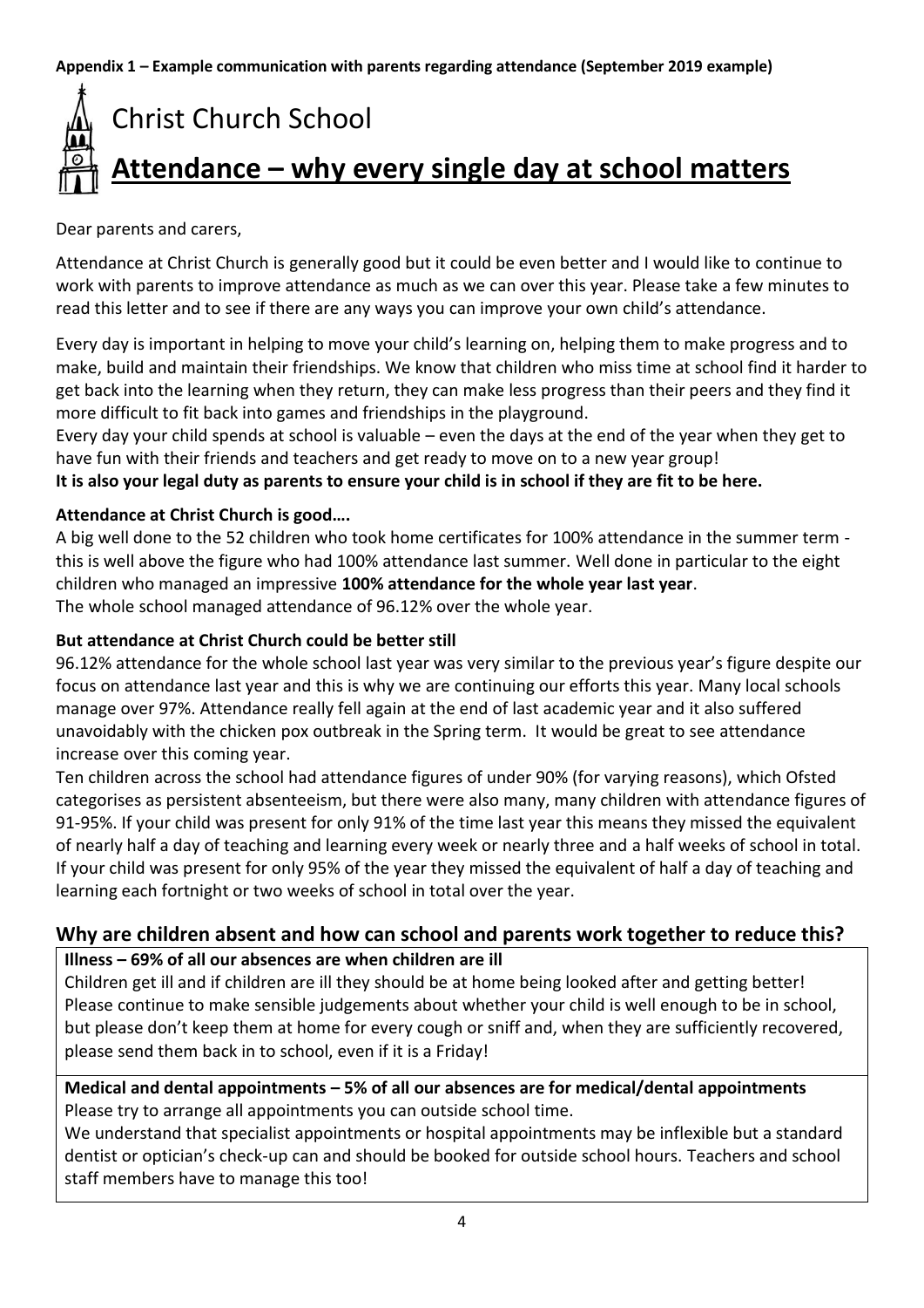**Appendix 1 – Example communication with parents regarding attendance (September 2019 example)**

# Christ Church School

## Attendance – why every single day at school matters

Dear parents and carers,

Attendance at Christ Church is generally good but it could be even better and I would like to continue to work with parents to improve attendance as much as we can over this year. Please take a few minutes to read this letter and to see if there are any ways you can improve your own child's attendance.

Every day is important in helping to move your child's learning on, helping them to make progress and to make, build and maintain their friendships. We know that children who miss time at school find it harder to get back into the learning when they return, they can make less progress than their peers and they find it more difficult to fit back into games and friendships in the playground.

Every day your child spends at school is valuable – even the days at the end of the year when they get to have fun with their friends and teachers and get ready to move on to a new year group!

**It is also your legal duty as parents to ensure your child is in school if they are fit to be here.**

**Attendance at Christ Church is good….**

A big well done to the 52 children who took home certificates for 100% attendance in the summer term - this is well above the figure who had 100% attendance last summer. Well done in particular to the eight children who managed an impressive **100% attendance for the whole year last year**.

The whole school managed attendance of 96.12% over the whole year.

**But attendance at Christ Church could be better still**

96.12% attendance for the whole school last year was very similar to the previous year's figure despite our focus on attendance last year and this is why we are continuing our efforts this year. Many local schools manage over 97%. Attendance really fell again at the end of last academic year and it also suffered unavoidably with the chicken pox outbreak in the Spring term. It would be great to see attendance increase over this coming year.

Ten children across the school had attendance figures of under 90% (for varying reasons), which Ofsted categorises as persistent absenteeism, but there were also many, many children with attendance figures of 91-95%. If your child was present for only 91% of the time last year this means they missed the equivalent of nearly half a day of teaching and learning every week or nearly three and a half weeks of school in total. If your child was present for only 95% of the year they missed the equivalent of half a day of teaching and learning each fortnight or two weeks of school in total over the year.

### Why are children absent and how can school and parents work together to reduce this?

**Illness – 69% of all our absences are when children are ill**

Children get ill and if children are ill they should be at home being looked after and getting better! Please continue to make sensible judgements about whether your child is well enough to be in school, but please don't keep them at home for every cough or sniff and, when they are sufficiently recovered, please send them back in to school, even if it is a Friday!

**Medical and dental appointments – 5% of all our absences are for medical/dental appointments**

Please try to arrange all appointments you can outside school time.

We understand that specialist appointments or hospital appointments may be inflexible but a standard dentist or optician's check-up can and should be booked for outside school hours. Teachers and school staff members have to manage this too!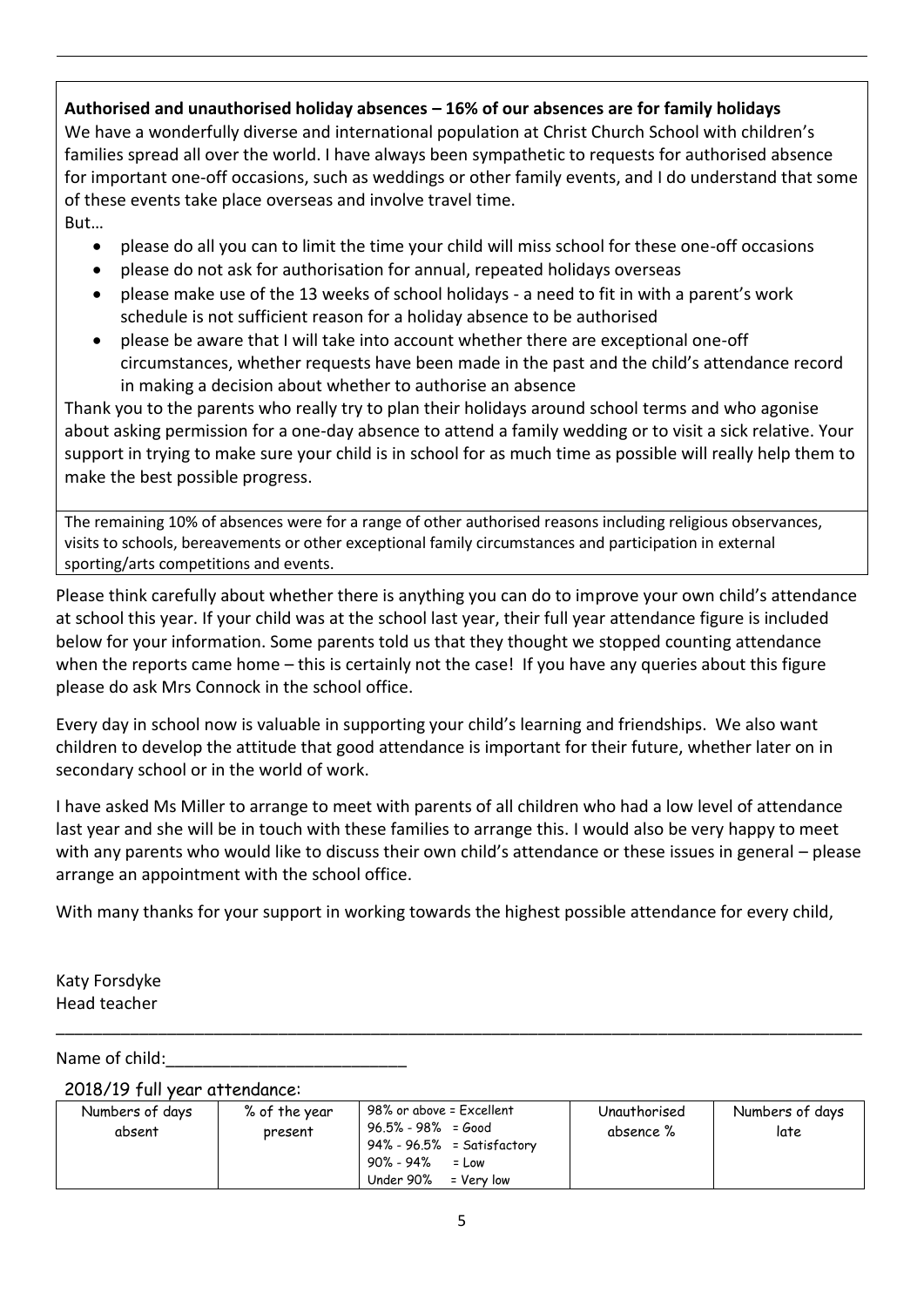**Authorised and unauthorised holiday absences – 16% of our absences are for family holidays**

We have a wonderfully diverse and international population at Christ Church School with children's families spread all over the world. I have always been sympathetic to requests for authorised absence for important one-off occasions, such as weddings or other family events, and I do understand that some of these events take place overseas and involve travel time.

But…

- please do all you can to limit the time your child will miss school for these one-off occasions
- please do not ask for authorisation for annual, repeated holidays overseas
- please make use of the 13 weeks of school holidays - a need to fit in with a parent's work schedule is not sufficient reason for a holiday absence to be authorised
- please be aware that I will take into account whether there are exceptional one-off circumstances, whether requests have been made in the past and the child's attendance record in making a decision about whether to authorise an absence

Thank you to the parents who really try to plan their holidays around school terms and who agonise about asking permission for a one-day absence to attend a family wedding or to visit a sick relative. Your support in trying to make sure your child is in school for as much time as possible will really help them to make the best possible progress.

The remaining 10% of absences were for a range of other authorised reasons including religious observances, visits to schools, bereavements or other exceptional family circumstances and participation in external sporting/arts competitions and events.

Please think carefully about whether there is anything you can do to improve your own child's attendance at school this year. If your child was at the school last year, their full year attendance figure is included below for your information. Some parents told us that they thought we stopped counting attendance when the reports came home – this is certainly not the case! If you have any queries about this figure please do ask Mrs Connock in the school office.

Every day in school now is valuable in supporting your child's learning and friendships. We also want children to develop the attitude that good attendance is important for their future, whether later on in secondary school or in the world of work.

I have asked Ms Miller to arrange to meet with parents of all children who had a low level of attendance last year and she will be in touch with these families to arrange this. I would also be very happy to meet with any parents who would like to discuss their own child's attendance or these issues in general – please arrange an appointment with the school office.

With many thanks for your support in working towards the highest possible attendance for every child,

Katy Forsdyke
Head teacher

---

Name of child:___________________________

2018/19 full year attendance:

| Numbers of days absent | % of the year present | 98% or above = Excellent<br>96.5% - 98% = Good<br>94% - 96.5% = Satisfactory<br>90% - 94% = Low<br>Under 90% = Very low | Unauthorised absence % | Numbers of days late |
|---|---|---|---|---|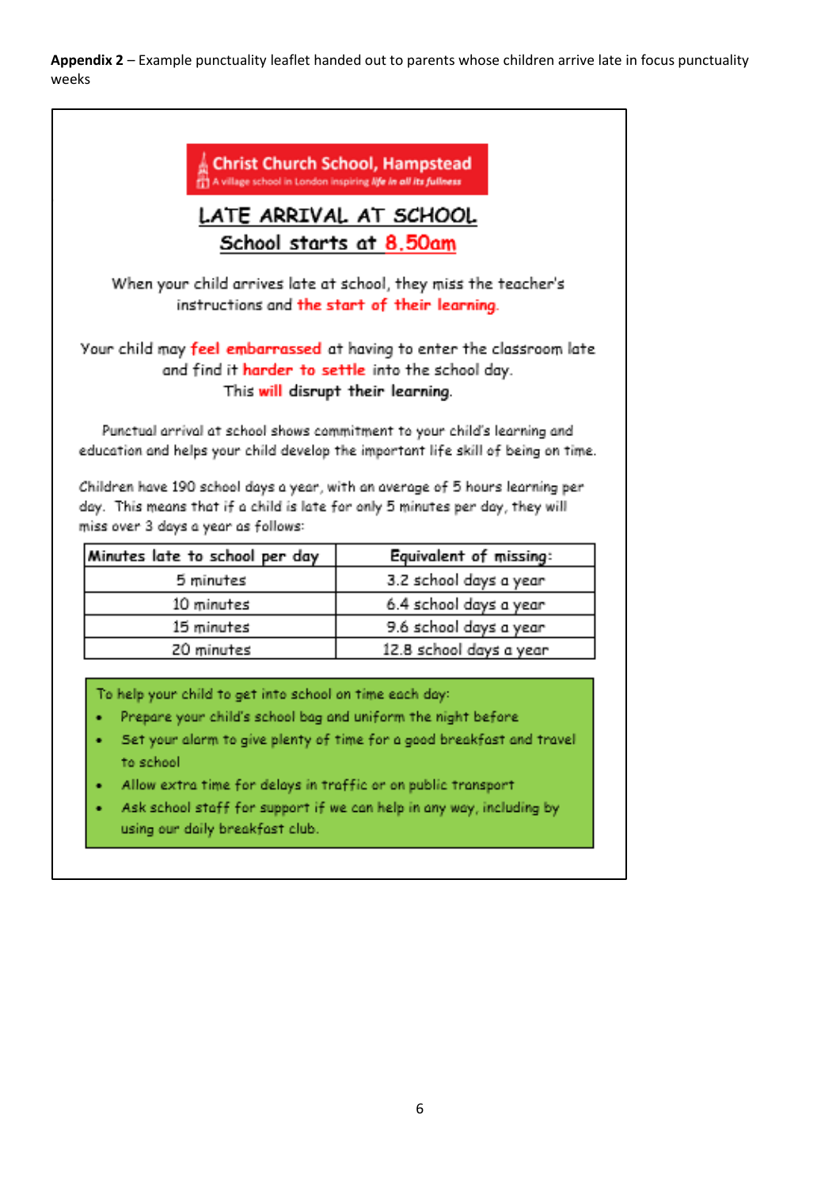**Appendix 2** – Example punctuality leaflet handed out to parents whose children arrive late in focus punctuality weeks

**Christ Church School, Hampstead**
A village school in London inspiring *life in all its fullness*

## LATE ARRIVAL AT SCHOOL

## School starts at 8.50am

When your child arrives late at school, they miss the teacher's instructions and **the start of their learning**.

Your child may **feel embarrassed** at having to enter the classroom late and find it **harder to settle** into the school day. This **will disrupt their learning**.

Punctual arrival at school shows commitment to your child's learning and education and helps your child develop the important life skill of being on time.

Children have 190 school days a year, with an average of 5 hours learning per day. This means that if a child is late for only 5 minutes per day, they will miss over 3 days a year as follows:

| Minutes late to school per day | Equivalent of missing: |
|---|---|
| 5 minutes | 3.2 school days a year |
| 10 minutes | 6.4 school days a year |
| 15 minutes | 9.6 school days a year |
| 20 minutes | 12.8 school days a year |

To help your child to get into school on time each day:

- Prepare your child's school bag and uniform the night before
- Set your alarm to give plenty of time for a good breakfast and travel to school
- Allow extra time for delays in traffic or on public transport
- Ask school staff for support if we can help in any way, including by using our daily breakfast club.